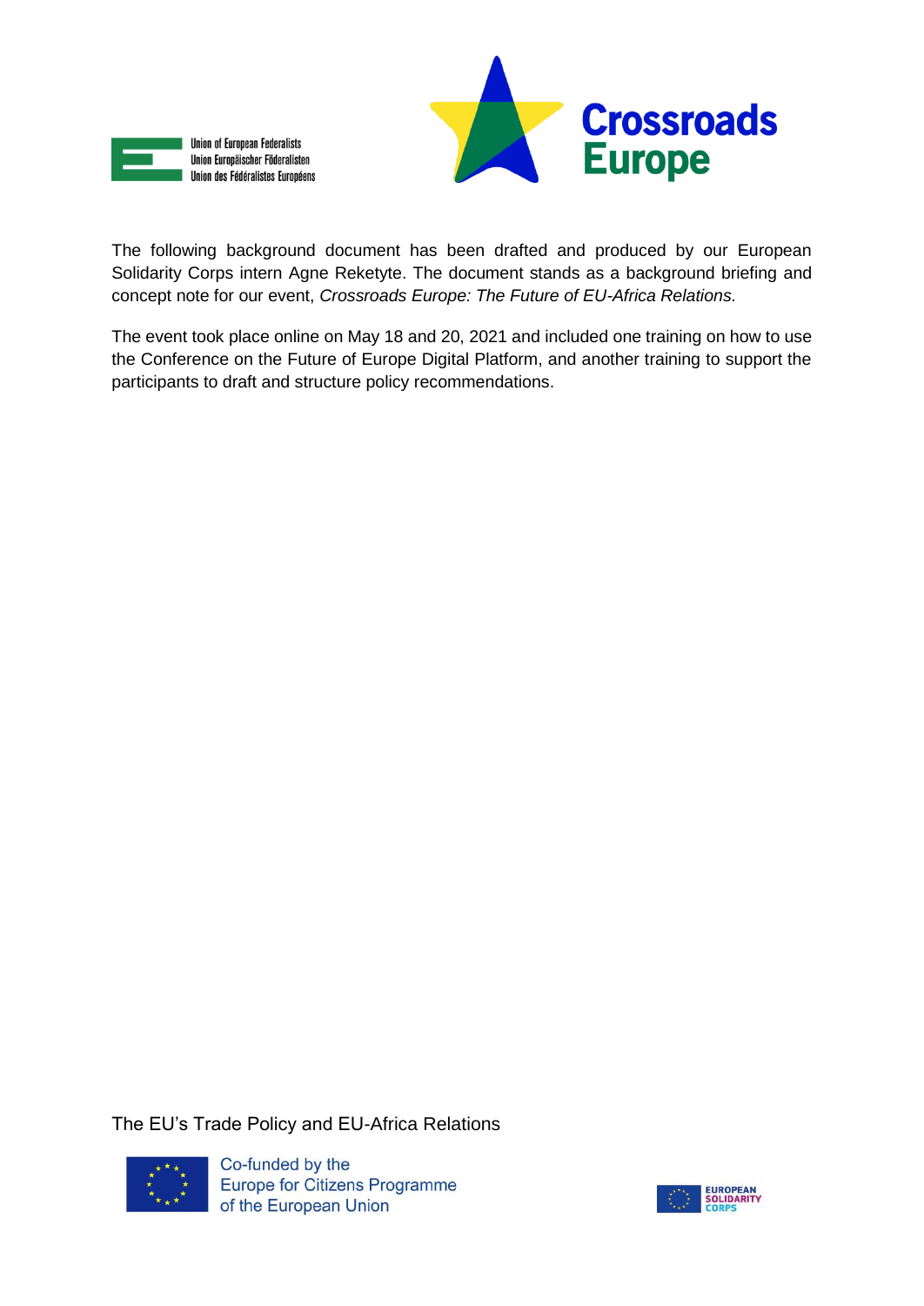The following background document has been drafted and produced by our European Solidarity Corps intern Agne Reketyte. The document stands as a background briefing and concept note for our event, *Crossroads Europe: The Future of EU-Africa Relations*.

The event took place online on May 18 and 20, 2021 and included one training on how to use the Conference on the Future of Europe Digital Platform, and another training to support the participants to draft and structure policy recommendations.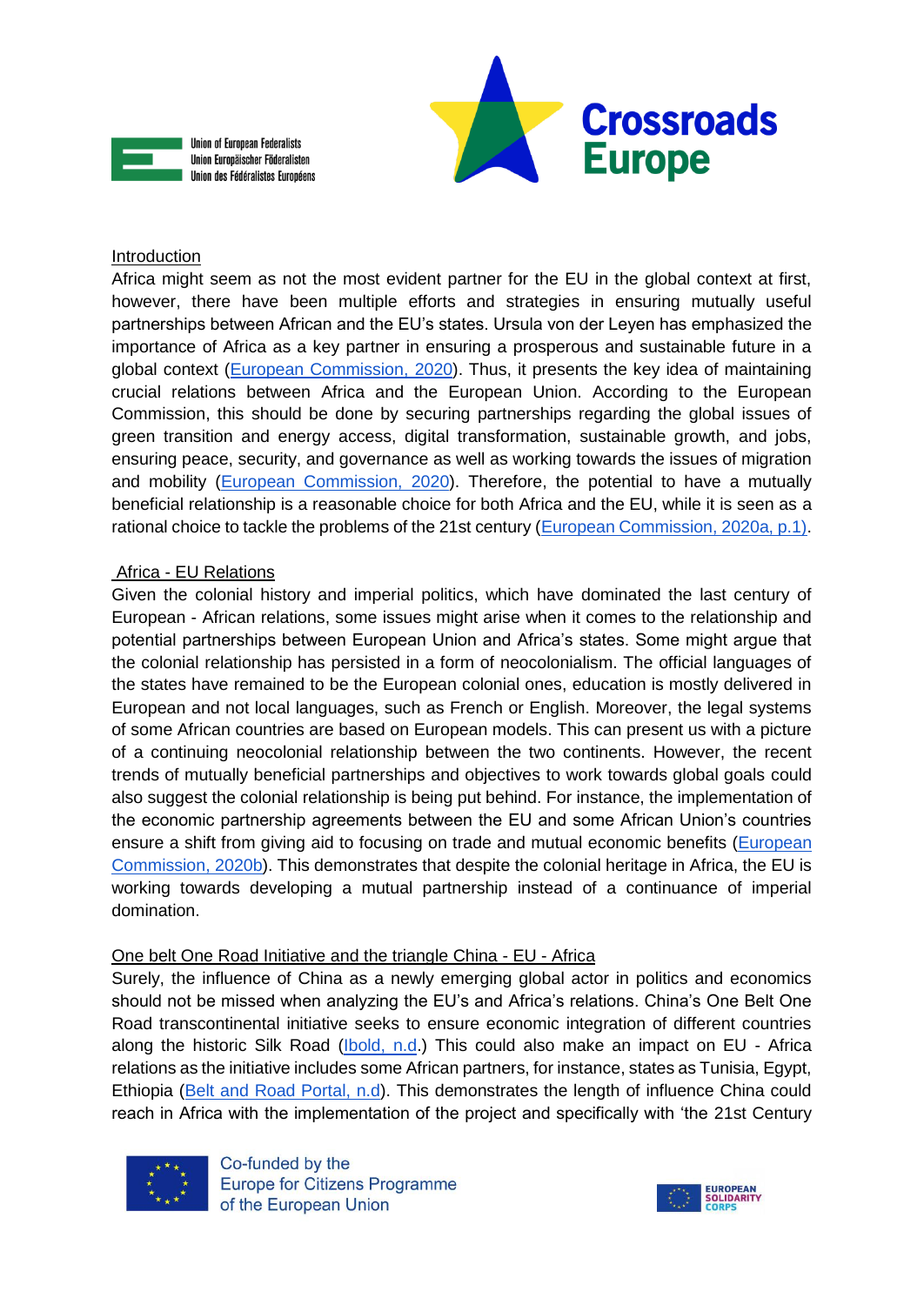## Introduction

Africa might seem as not the most evident partner for the EU in the global context at first, however, there have been multiple efforts and strategies in ensuring mutually useful partnerships between African and the EU's states. Ursula von der Leyen has emphasized the importance of Africa as a key partner in ensuring a prosperous and sustainable future in a global context (European Commission, 2020). Thus, it presents the key idea of maintaining crucial relations between Africa and the European Union. According to the European Commission, this should be done by securing partnerships regarding the global issues of green transition and energy access, digital transformation, sustainable growth, and jobs, ensuring peace, security, and governance as well as working towards the issues of migration and mobility (European Commission, 2020). Therefore, the potential to have a mutually beneficial relationship is a reasonable choice for both Africa and the EU, while it is seen as a rational choice to tackle the problems of the 21st century (European Commission, 2020a, p.1).

## Africa - EU Relations

Given the colonial history and imperial politics, which have dominated the last century of European - African relations, some issues might arise when it comes to the relationship and potential partnerships between European Union and Africa's states. Some might argue that the colonial relationship has persisted in a form of neocolonialism. The official languages of the states have remained to be the European colonial ones, education is mostly delivered in European and not local languages, such as French or English. Moreover, the legal systems of some African countries are based on European models. This can present us with a picture of a continuing neocolonial relationship between the two continents. However, the recent trends of mutually beneficial partnerships and objectives to work towards global goals could also suggest the colonial relationship is being put behind. For instance, the implementation of the economic partnership agreements between the EU and some African Union's countries ensure a shift from giving aid to focusing on trade and mutual economic benefits (European Commission, 2020b). This demonstrates that despite the colonial heritage in Africa, the EU is working towards developing a mutual partnership instead of a continuance of imperial domination.

## One belt One Road Initiative and the triangle China - EU - Africa

Surely, the influence of China as a newly emerging global actor in politics and economics should not be missed when analyzing the EU's and Africa's relations. China's One Belt One Road transcontinental initiative seeks to ensure economic integration of different countries along the historic Silk Road (Ibold, n.d.) This could also make an impact on EU - Africa relations as the initiative includes some African partners, for instance, states as Tunisia, Egypt, Ethiopia (Belt and Road Portal, n.d). This demonstrates the length of influence China could reach in Africa with the implementation of the project and specifically with 'the 21st Century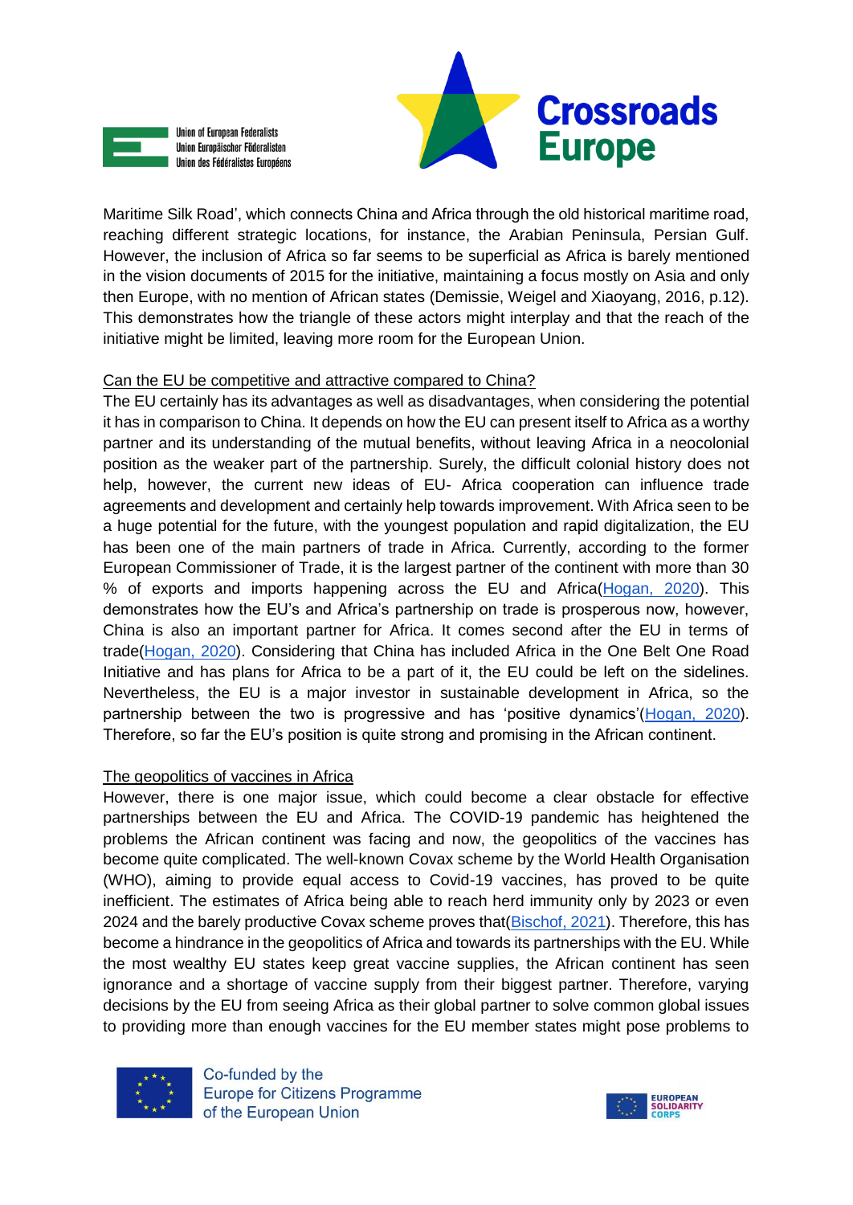Maritime Silk Road', which connects China and Africa through the old historical maritime road, reaching different strategic locations, for instance, the Arabian Peninsula, Persian Gulf. However, the inclusion of Africa so far seems to be superficial as Africa is barely mentioned in the vision documents of 2015 for the initiative, maintaining a focus mostly on Asia and only then Europe, with no mention of African states (Demissie, Weigel and Xiaoyang, 2016, p.12). This demonstrates how the triangle of these actors might interplay and that the reach of the initiative might be limited, leaving more room for the European Union.

Can the EU be competitive and attractive compared to China?

The EU certainly has its advantages as well as disadvantages, when considering the potential it has in comparison to China. It depends on how the EU can present itself to Africa as a worthy partner and its understanding of the mutual benefits, without leaving Africa in a neocolonial position as the weaker part of the partnership. Surely, the difficult colonial history does not help, however, the current new ideas of EU- Africa cooperation can influence trade agreements and development and certainly help towards improvement. With Africa seen to be a huge potential for the future, with the youngest population and rapid digitalization, the EU has been one of the main partners of trade in Africa. Currently, according to the former European Commissioner of Trade, it is the largest partner of the continent with more than 30 % of exports and imports happening across the EU and Africa(Hogan, 2020). This demonstrates how the EU's and Africa's partnership on trade is prosperous now, however, China is also an important partner for Africa. It comes second after the EU in terms of trade(Hogan, 2020). Considering that China has included Africa in the One Belt One Road Initiative and has plans for Africa to be a part of it, the EU could be left on the sidelines. Nevertheless, the EU is a major investor in sustainable development in Africa, so the partnership between the two is progressive and has 'positive dynamics'(Hogan, 2020). Therefore, so far the EU's position is quite strong and promising in the African continent.

The geopolitics of vaccines in Africa

However, there is one major issue, which could become a clear obstacle for effective partnerships between the EU and Africa. The COVID-19 pandemic has heightened the problems the African continent was facing and now, the geopolitics of the vaccines has become quite complicated. The well-known Covax scheme by the World Health Organisation (WHO), aiming to provide equal access to Covid-19 vaccines, has proved to be quite inefficient. The estimates of Africa being able to reach herd immunity only by 2023 or even 2024 and the barely productive Covax scheme proves that(Bischof, 2021). Therefore, this has become a hindrance in the geopolitics of Africa and towards its partnerships with the EU. While the most wealthy EU states keep great vaccine supplies, the African continent has seen ignorance and a shortage of vaccine supply from their biggest partner. Therefore, varying decisions by the EU from seeing Africa as their global partner to solve common global issues to providing more than enough vaccines for the EU member states might pose problems to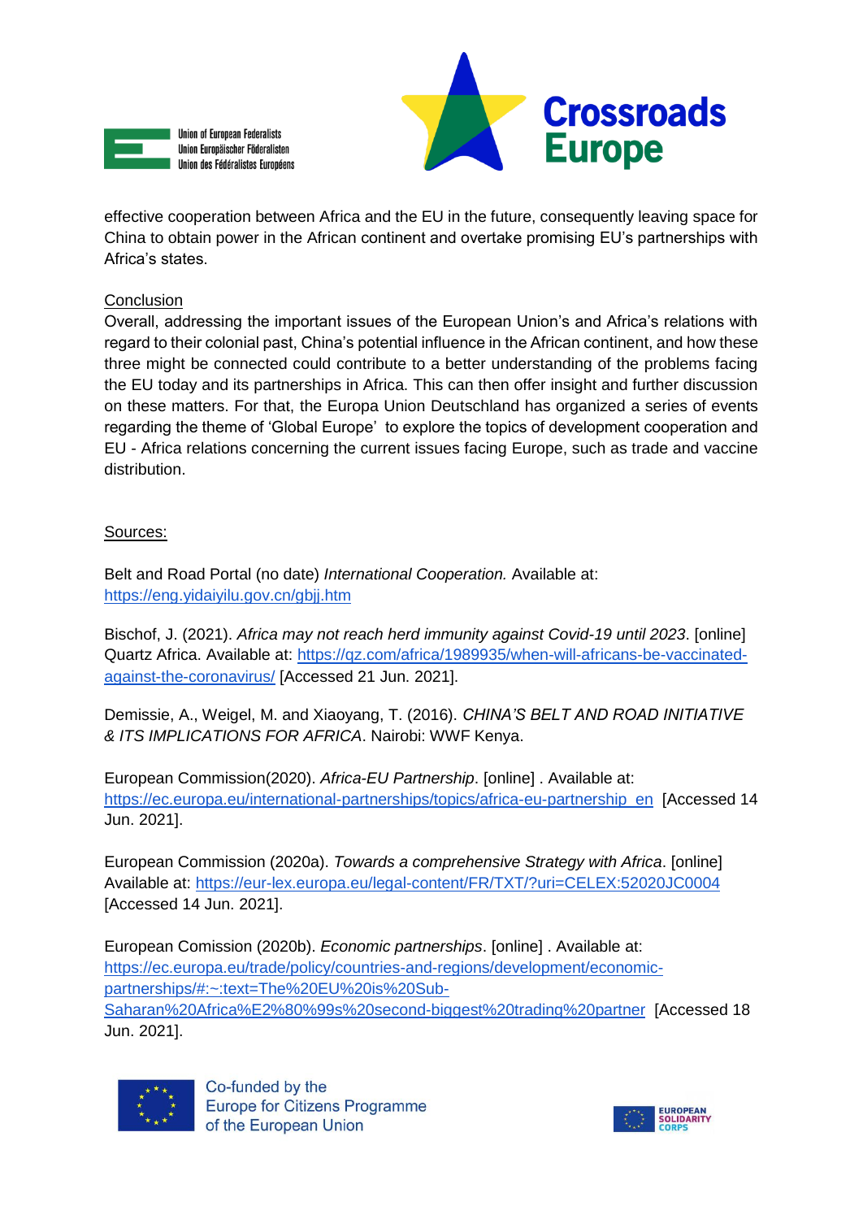effective cooperation between Africa and the EU in the future, consequently leaving space for China to obtain power in the African continent and overtake promising EU's partnerships with Africa's states.

Conclusion

Overall, addressing the important issues of the European Union's and Africa's relations with regard to their colonial past, China's potential influence in the African continent, and how these three might be connected could contribute to a better understanding of the problems facing the EU today and its partnerships in Africa. This can then offer insight and further discussion on these matters. For that, the Europa Union Deutschland has organized a series of events regarding the theme of 'Global Europe' to explore the topics of development cooperation and EU - Africa relations concerning the current issues facing Europe, such as trade and vaccine distribution.

Sources:

Belt and Road Portal (no date) *International Cooperation.* Available at: https://eng.yidaiyilu.gov.cn/gbjj.htm

Bischof, J. (2021). *Africa may not reach herd immunity against Covid-19 until 2023*. [online] Quartz Africa. Available at: https://qz.com/africa/1989935/when-will-africans-be-vaccinated-against-the-coronavirus/ [Accessed 21 Jun. 2021].

Demissie, A., Weigel, M. and Xiaoyang, T. (2016). *CHINA'S BELT AND ROAD INITIATIVE & ITS IMPLICATIONS FOR AFRICA*. Nairobi: WWF Kenya.

European Commission(2020). *Africa-EU Partnership*. [online] . Available at: https://ec.europa.eu/international-partnerships/topics/africa-eu-partnership_en [Accessed 14 Jun. 2021].

European Commission (2020a). *Towards a comprehensive Strategy with Africa*. [online] Available at: https://eur-lex.europa.eu/legal-content/FR/TXT/?uri=CELEX:52020JC0004 [Accessed 14 Jun. 2021].

European Comission (2020b). *Economic partnerships*. [online] . Available at: https://ec.europa.eu/trade/policy/countries-and-regions/development/economic-partnerships/#:~:text=The%20EU%20is%20Sub-Saharan%20Africa%E2%80%99s%20second-biggest%20trading%20partner [Accessed 18 Jun. 2021].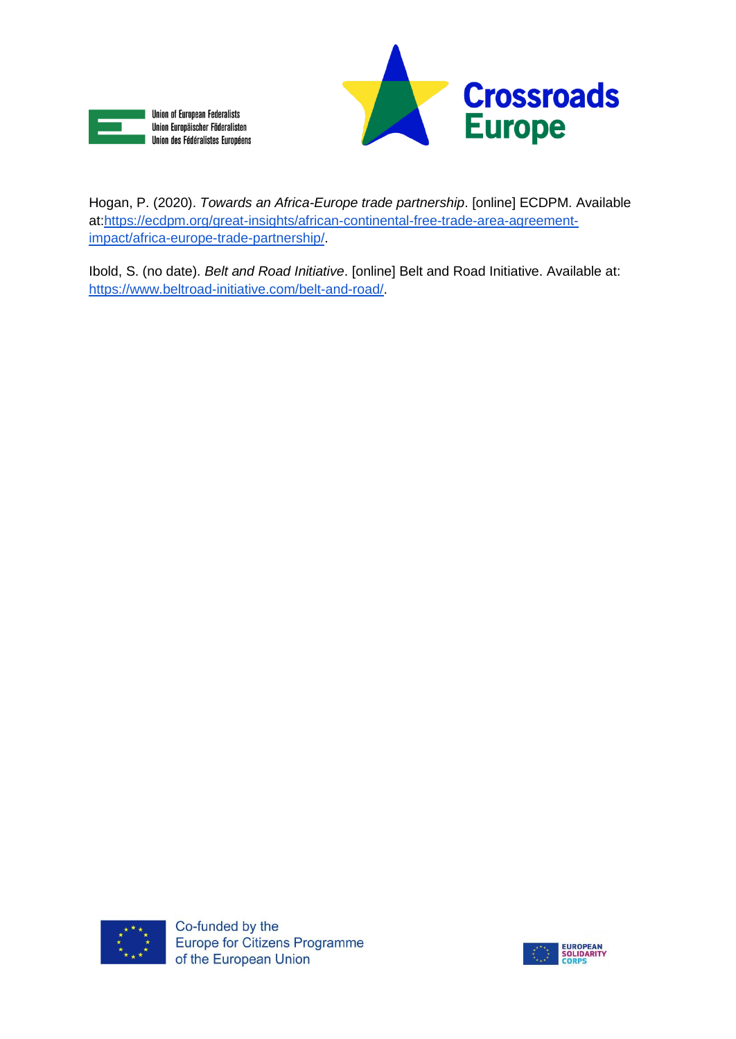Hogan, P. (2020). *Towards an Africa-Europe trade partnership*. [online] ECDPM. Available at:https://ecdpm.org/great-insights/african-continental-free-trade-area-agreement-impact/africa-europe-trade-partnership/.

Ibold, S. (no date). *Belt and Road Initiative*. [online] Belt and Road Initiative. Available at: https://www.beltroad-initiative.com/belt-and-road/.